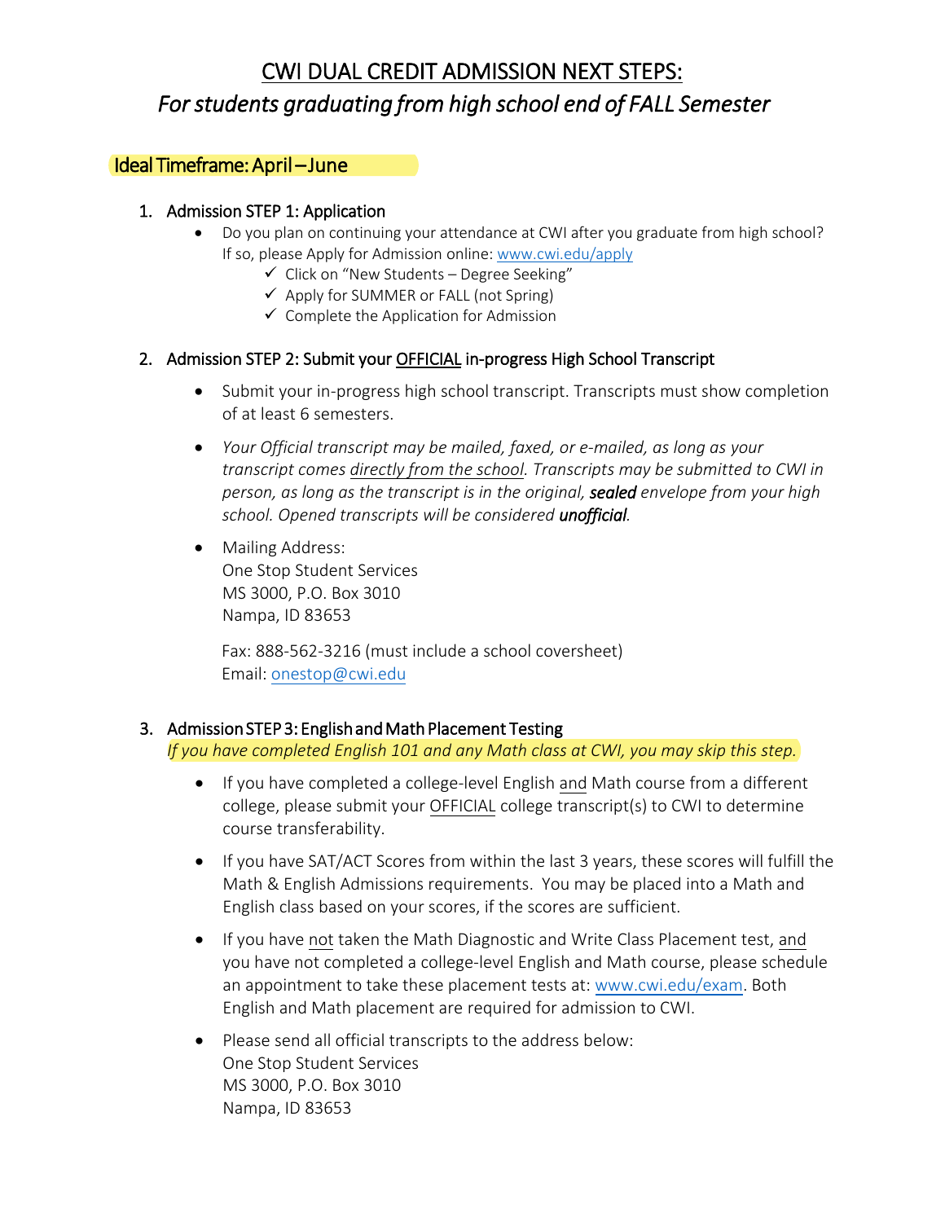# CWI DUAL CREDIT ADMISSION NEXT STEPS:

## *For students graduating from high school end of FALL Semester*

### Ideal Timeframe: April – June

1. Admission STEP 1: Application
   - Do you plan on continuing your attendance at CWI after you graduate from high school? If so, please Apply for Admission online: www.cwi.edu/apply
     - ✓ Click on "New Students – Degree Seeking"
     - ✓ Apply for SUMMER or FALL (not Spring)
     - ✓ Complete the Application for Admission

2. Admission STEP 2: Submit your OFFICIAL in-progress High School Transcript
   - Submit your in-progress high school transcript. Transcripts must show completion of at least 6 semesters.
   - *Your Official transcript may be mailed, faxed, or e-mailed, as long as your transcript comes directly from the school. Transcripts may be submitted to CWI in person, as long as the transcript is in the original,* ***sealed*** *envelope from your high school. Opened transcripts will be considered* ***unofficial****.*
   - Mailing Address:
     One Stop Student Services
     MS 3000, P.O. Box 3010
     Nampa, ID 83653

     Fax: 888-562-3216 (must include a school coversheet)
     Email: onestop@cwi.edu

3. Admission STEP 3: English and Math Placement Testing
   *If you have completed English 101 and any Math class at CWI, you may skip this step.*
   - If you have completed a college-level English and Math course from a different college, please submit your OFFICIAL college transcript(s) to CWI to determine course transferability.
   - If you have SAT/ACT Scores from within the last 3 years, these scores will fulfill the Math & English Admissions requirements. You may be placed into a Math and English class based on your scores, if the scores are sufficient.
   - If you have not taken the Math Diagnostic and Write Class Placement test, and you have not completed a college-level English and Math course, please schedule an appointment to take these placement tests at: www.cwi.edu/exam. Both English and Math placement are required for admission to CWI.
   - Please send all official transcripts to the address below:
     One Stop Student Services
     MS 3000, P.O. Box 3010
     Nampa, ID 83653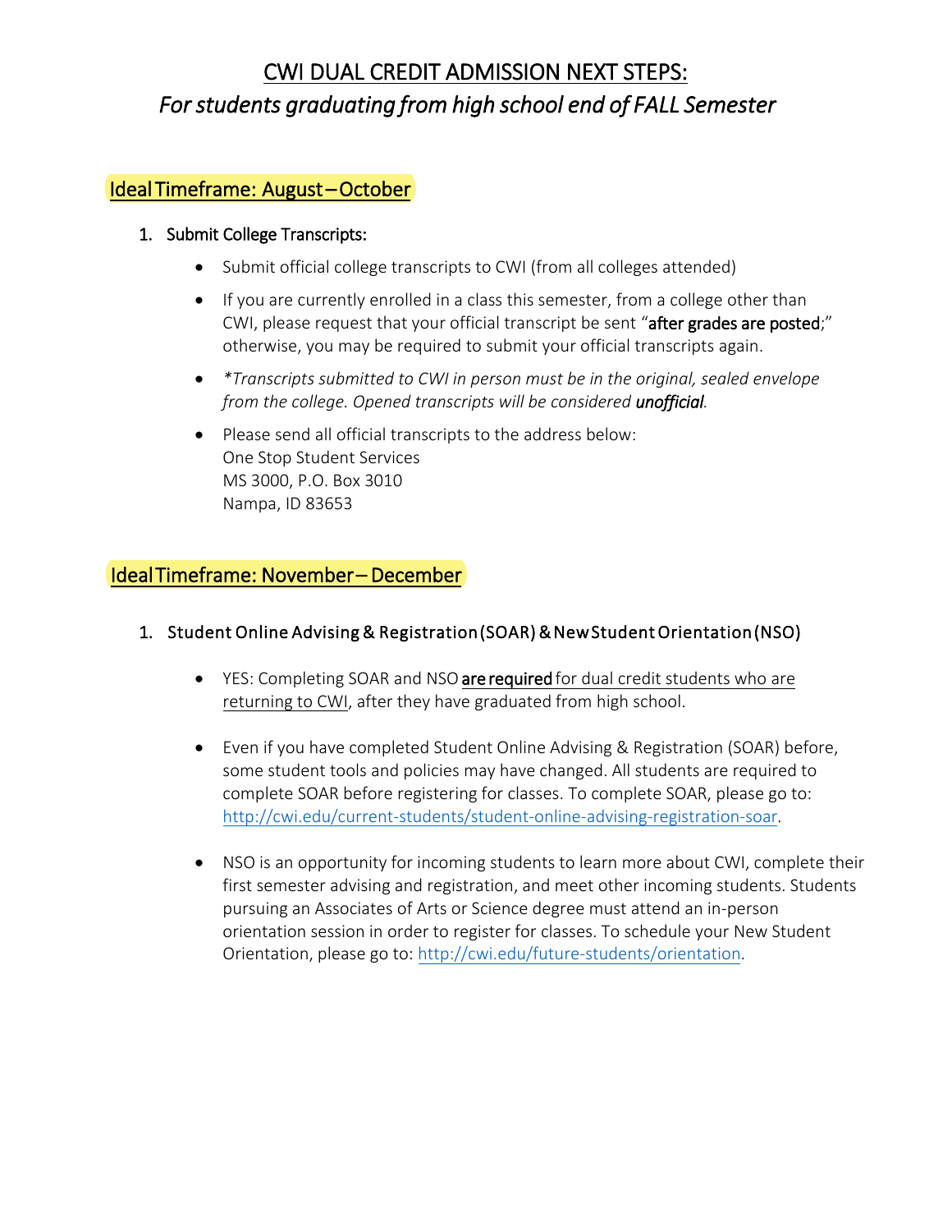# CWI DUAL CREDIT ADMISSION NEXT STEPS:
## *For students graduating from high school end of FALL Semester*

### Ideal Timeframe: August – October

1. Submit College Transcripts:
   - Submit official college transcripts to CWI (from all colleges attended)
   - If you are currently enrolled in a class this semester, from a college other than CWI, please request that your official transcript be sent "**after grades are posted**;" otherwise, you may be required to submit your official transcripts again.
   - **Transcripts submitted to CWI in person must be in the original, sealed envelope from the college. Opened transcripts will be considered* ***unofficial***.
   - Please send all official transcripts to the address below:
     One Stop Student Services
     MS 3000, P.O. Box 3010
     Nampa, ID 83653

### Ideal Timeframe: November – December

1. Student Online Advising & Registration (SOAR) & New Student Orientation (NSO)
   - YES: Completing SOAR and NSO **are required** for dual credit students who are returning to CWI, after they have graduated from high school.
   - Even if you have completed Student Online Advising & Registration (SOAR) before, some student tools and policies may have changed. All students are required to complete SOAR before registering for classes. To complete SOAR, please go to: http://cwi.edu/current-students/student-online-advising-registration-soar.
   - NSO is an opportunity for incoming students to learn more about CWI, complete their first semester advising and registration, and meet other incoming students. Students pursuing an Associates of Arts or Science degree must attend an in-person orientation session in order to register for classes. To schedule your New Student Orientation, please go to: http://cwi.edu/future-students/orientation.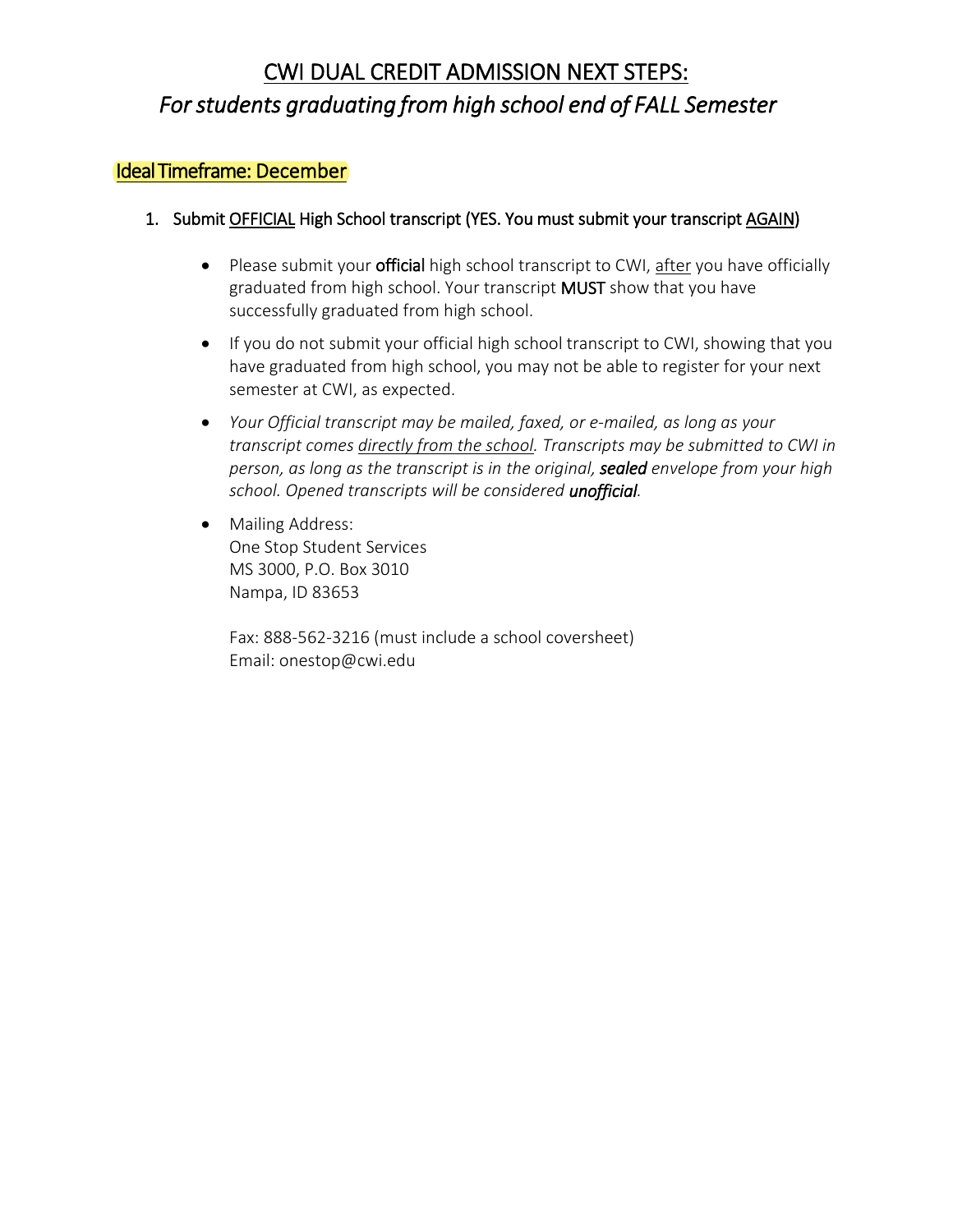# CWI DUAL CREDIT ADMISSION NEXT STEPS:

## *For students graduating from high school end of FALL Semester*

### Ideal Timeframe: December

1. Submit OFFICIAL High School transcript (YES. You must submit your transcript AGAIN)

    - Please submit your **official** high school transcript to CWI, after you have officially graduated from high school. Your transcript **MUST** show that you have successfully graduated from high school.
    - If you do not submit your official high school transcript to CWI, showing that you have graduated from high school, you may not be able to register for your next semester at CWI, as expected.
    - *Your Official transcript may be mailed, faxed, or e-mailed, as long as your transcript comes directly from the school. Transcripts may be submitted to CWI in person, as long as the transcript is in the original,* ***sealed*** *envelope from your high school. Opened transcripts will be considered* ***unofficial****.*
    - Mailing Address:
      One Stop Student Services
      MS 3000, P.O. Box 3010
      Nampa, ID 83653

      Fax: 888-562-3216 (must include a school coversheet)
      Email: onestop@cwi.edu